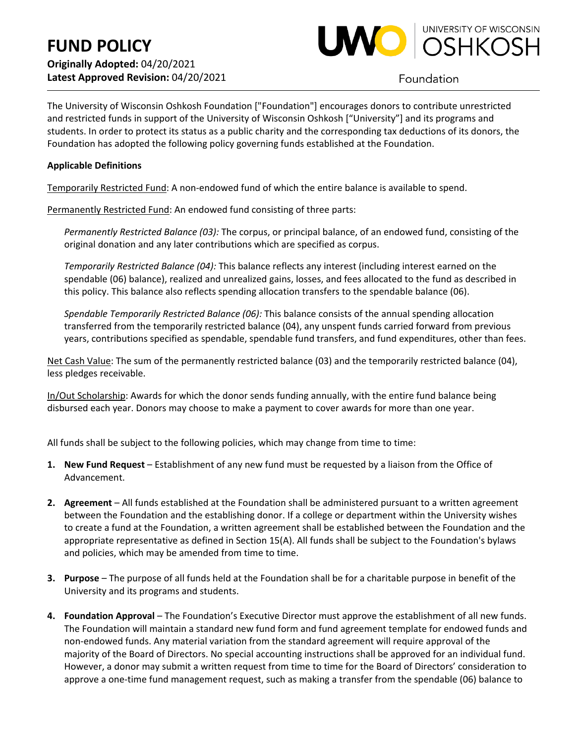# FUND POLICY

**Originally Adopted:** 04/20/2021
**Latest Approved Revision:** 04/20/2021

UNIVERSITY OF WISCONSIN OSHKOSH Foundation

The University of Wisconsin Oshkosh Foundation ["Foundation"] encourages donors to contribute unrestricted and restricted funds in support of the University of Wisconsin Oshkosh ["University"] and its programs and students. In order to protect its status as a public charity and the corresponding tax deductions of its donors, the Foundation has adopted the following policy governing funds established at the Foundation.

**Applicable Definitions**

Temporarily Restricted Fund: A non-endowed fund of which the entire balance is available to spend.

Permanently Restricted Fund: An endowed fund consisting of three parts:

*Permanently Restricted Balance (03):* The corpus, or principal balance, of an endowed fund, consisting of the original donation and any later contributions which are specified as corpus.

*Temporarily Restricted Balance (04):* This balance reflects any interest (including interest earned on the spendable (06) balance), realized and unrealized gains, losses, and fees allocated to the fund as described in this policy. This balance also reflects spending allocation transfers to the spendable balance (06).

*Spendable Temporarily Restricted Balance (06):* This balance consists of the annual spending allocation transferred from the temporarily restricted balance (04), any unspent funds carried forward from previous years, contributions specified as spendable, spendable fund transfers, and fund expenditures, other than fees.

Net Cash Value: The sum of the permanently restricted balance (03) and the temporarily restricted balance (04), less pledges receivable.

In/Out Scholarship: Awards for which the donor sends funding annually, with the entire fund balance being disbursed each year. Donors may choose to make a payment to cover awards for more than one year.

All funds shall be subject to the following policies, which may change from time to time:

1. **New Fund Request** – Establishment of any new fund must be requested by a liaison from the Office of Advancement.

2. **Agreement** – All funds established at the Foundation shall be administered pursuant to a written agreement between the Foundation and the establishing donor. If a college or department within the University wishes to create a fund at the Foundation, a written agreement shall be established between the Foundation and the appropriate representative as defined in Section 15(A). All funds shall be subject to the Foundation's bylaws and policies, which may be amended from time to time.

3. **Purpose** – The purpose of all funds held at the Foundation shall be for a charitable purpose in benefit of the University and its programs and students.

4. **Foundation Approval** – The Foundation's Executive Director must approve the establishment of all new funds. The Foundation will maintain a standard new fund form and fund agreement template for endowed funds and non-endowed funds. Any material variation from the standard agreement will require approval of the majority of the Board of Directors. No special accounting instructions shall be approved for an individual fund. However, a donor may submit a written request from time to time for the Board of Directors' consideration to approve a one-time fund management request, such as making a transfer from the spendable (06) balance to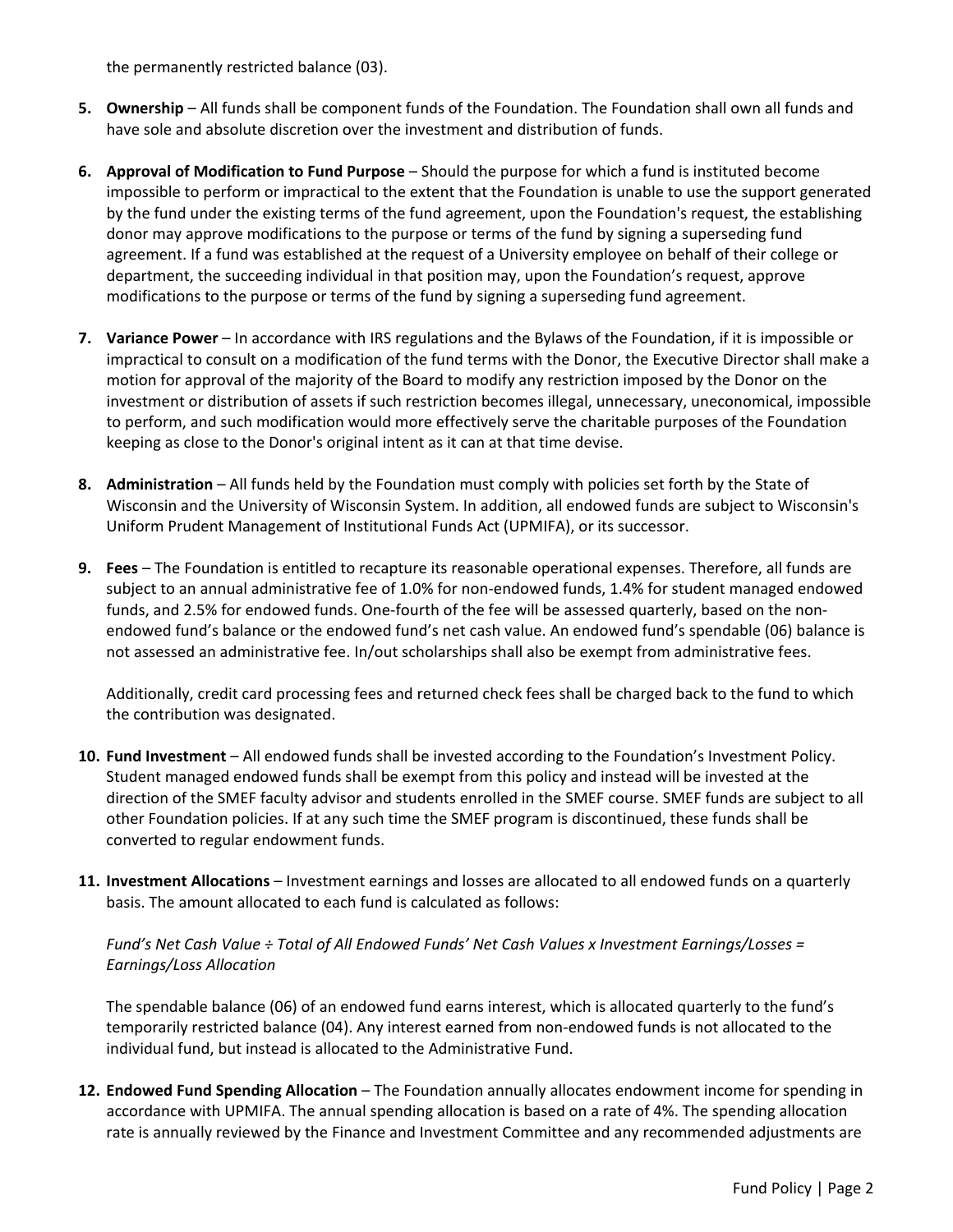the permanently restricted balance (03).

5. **Ownership** – All funds shall be component funds of the Foundation. The Foundation shall own all funds and have sole and absolute discretion over the investment and distribution of funds.

6. **Approval of Modification to Fund Purpose** – Should the purpose for which a fund is instituted become impossible to perform or impractical to the extent that the Foundation is unable to use the support generated by the fund under the existing terms of the fund agreement, upon the Foundation's request, the establishing donor may approve modifications to the purpose or terms of the fund by signing a superseding fund agreement. If a fund was established at the request of a University employee on behalf of their college or department, the succeeding individual in that position may, upon the Foundation's request, approve modifications to the purpose or terms of the fund by signing a superseding fund agreement.

7. **Variance Power** – In accordance with IRS regulations and the Bylaws of the Foundation, if it is impossible or impractical to consult on a modification of the fund terms with the Donor, the Executive Director shall make a motion for approval of the majority of the Board to modify any restriction imposed by the Donor on the investment or distribution of assets if such restriction becomes illegal, unnecessary, uneconomical, impossible to perform, and such modification would more effectively serve the charitable purposes of the Foundation keeping as close to the Donor's original intent as it can at that time devise.

8. **Administration** – All funds held by the Foundation must comply with policies set forth by the State of Wisconsin and the University of Wisconsin System. In addition, all endowed funds are subject to Wisconsin's Uniform Prudent Management of Institutional Funds Act (UPMIFA), or its successor.

9. **Fees** – The Foundation is entitled to recapture its reasonable operational expenses. Therefore, all funds are subject to an annual administrative fee of 1.0% for non-endowed funds, 1.4% for student managed endowed funds, and 2.5% for endowed funds. One-fourth of the fee will be assessed quarterly, based on the non-endowed fund's balance or the endowed fund's net cash value. An endowed fund's spendable (06) balance is not assessed an administrative fee. In/out scholarships shall also be exempt from administrative fees.

   Additionally, credit card processing fees and returned check fees shall be charged back to the fund to which the contribution was designated.

10. **Fund Investment** – All endowed funds shall be invested according to the Foundation's Investment Policy. Student managed endowed funds shall be exempt from this policy and instead will be invested at the direction of the SMEF faculty advisor and students enrolled in the SMEF course. SMEF funds are subject to all other Foundation policies. If at any such time the SMEF program is discontinued, these funds shall be converted to regular endowment funds.

11. **Investment Allocations** – Investment earnings and losses are allocated to all endowed funds on a quarterly basis. The amount allocated to each fund is calculated as follows:

    *Fund's Net Cash Value ÷ Total of All Endowed Funds' Net Cash Values x Investment Earnings/Losses = Earnings/Loss Allocation*

    The spendable balance (06) of an endowed fund earns interest, which is allocated quarterly to the fund's temporarily restricted balance (04). Any interest earned from non-endowed funds is not allocated to the individual fund, but instead is allocated to the Administrative Fund.

12. **Endowed Fund Spending Allocation** – The Foundation annually allocates endowment income for spending in accordance with UPMIFA. The annual spending allocation is based on a rate of 4%. The spending allocation rate is annually reviewed by the Finance and Investment Committee and any recommended adjustments are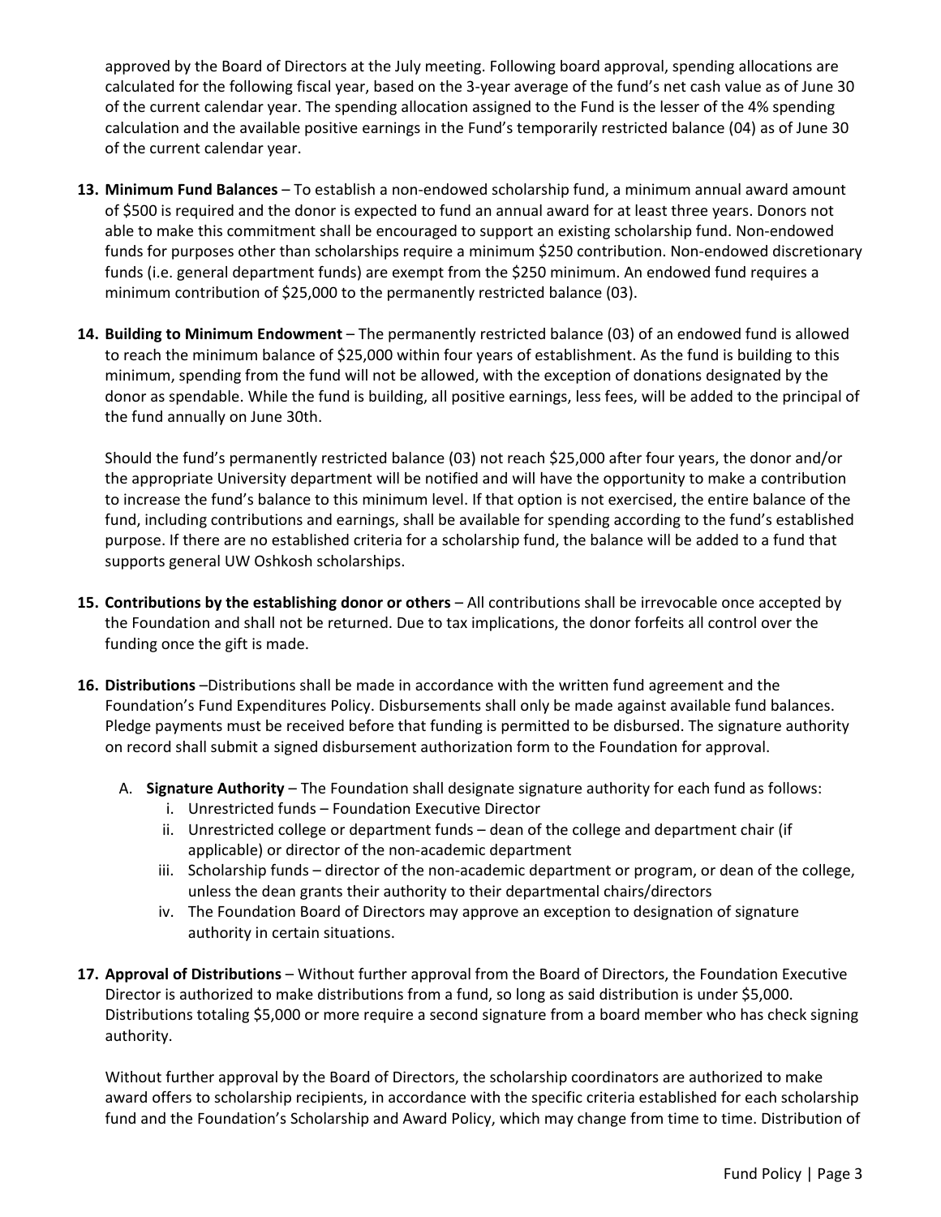approved by the Board of Directors at the July meeting. Following board approval, spending allocations are calculated for the following fiscal year, based on the 3-year average of the fund's net cash value as of June 30 of the current calendar year. The spending allocation assigned to the Fund is the lesser of the 4% spending calculation and the available positive earnings in the Fund's temporarily restricted balance (04) as of June 30 of the current calendar year.

13. **Minimum Fund Balances** – To establish a non-endowed scholarship fund, a minimum annual award amount of $500 is required and the donor is expected to fund an annual award for at least three years. Donors not able to make this commitment shall be encouraged to support an existing scholarship fund. Non-endowed funds for purposes other than scholarships require a minimum $250 contribution. Non-endowed discretionary funds (i.e. general department funds) are exempt from the $250 minimum. An endowed fund requires a minimum contribution of $25,000 to the permanently restricted balance (03).

14. **Building to Minimum Endowment** – The permanently restricted balance (03) of an endowed fund is allowed to reach the minimum balance of $25,000 within four years of establishment. As the fund is building to this minimum, spending from the fund will not be allowed, with the exception of donations designated by the donor as spendable. While the fund is building, all positive earnings, less fees, will be added to the principal of the fund annually on June 30th.

    Should the fund's permanently restricted balance (03) not reach $25,000 after four years, the donor and/or the appropriate University department will be notified and will have the opportunity to make a contribution to increase the fund's balance to this minimum level. If that option is not exercised, the entire balance of the fund, including contributions and earnings, shall be available for spending according to the fund's established purpose. If there are no established criteria for a scholarship fund, the balance will be added to a fund that supports general UW Oshkosh scholarships.

15. **Contributions by the establishing donor or others** – All contributions shall be irrevocable once accepted by the Foundation and shall not be returned. Due to tax implications, the donor forfeits all control over the funding once the gift is made.

16. **Distributions** –Distributions shall be made in accordance with the written fund agreement and the Foundation's Fund Expenditures Policy. Disbursements shall only be made against available fund balances. Pledge payments must be received before that funding is permitted to be disbursed. The signature authority on record shall submit a signed disbursement authorization form to the Foundation for approval.

    A. **Signature Authority** – The Foundation shall designate signature authority for each fund as follows:
        i. Unrestricted funds – Foundation Executive Director
        ii. Unrestricted college or department funds – dean of the college and department chair (if applicable) or director of the non-academic department
        iii. Scholarship funds – director of the non-academic department or program, or dean of the college, unless the dean grants their authority to their departmental chairs/directors
        iv. The Foundation Board of Directors may approve an exception to designation of signature authority in certain situations.

17. **Approval of Distributions** – Without further approval from the Board of Directors, the Foundation Executive Director is authorized to make distributions from a fund, so long as said distribution is under $5,000. Distributions totaling $5,000 or more require a second signature from a board member who has check signing authority.

    Without further approval by the Board of Directors, the scholarship coordinators are authorized to make award offers to scholarship recipients, in accordance with the specific criteria established for each scholarship fund and the Foundation's Scholarship and Award Policy, which may change from time to time. Distribution of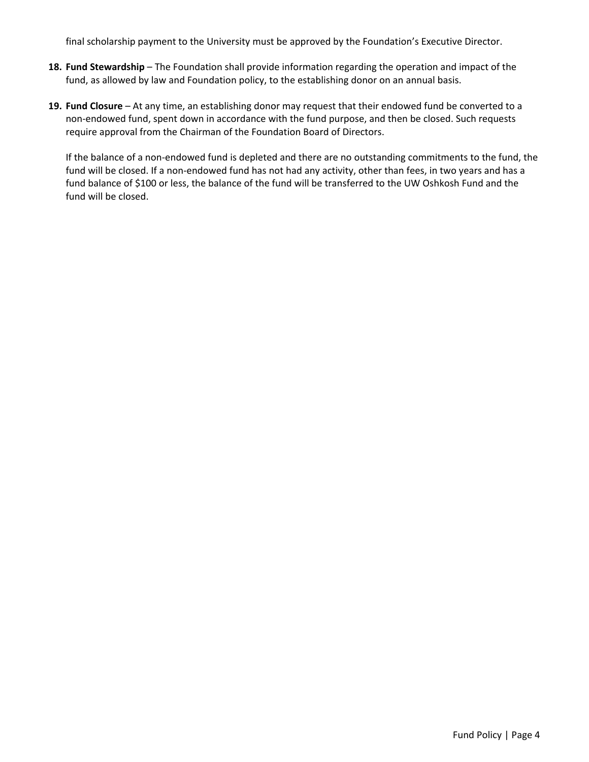final scholarship payment to the University must be approved by the Foundation's Executive Director.

18. **Fund Stewardship** – The Foundation shall provide information regarding the operation and impact of the fund, as allowed by law and Foundation policy, to the establishing donor on an annual basis.

19. **Fund Closure** – At any time, an establishing donor may request that their endowed fund be converted to a non-endowed fund, spent down in accordance with the fund purpose, and then be closed. Such requests require approval from the Chairman of the Foundation Board of Directors.

    If the balance of a non-endowed fund is depleted and there are no outstanding commitments to the fund, the fund will be closed. If a non-endowed fund has not had any activity, other than fees, in two years and has a fund balance of $100 or less, the balance of the fund will be transferred to the UW Oshkosh Fund and the fund will be closed.